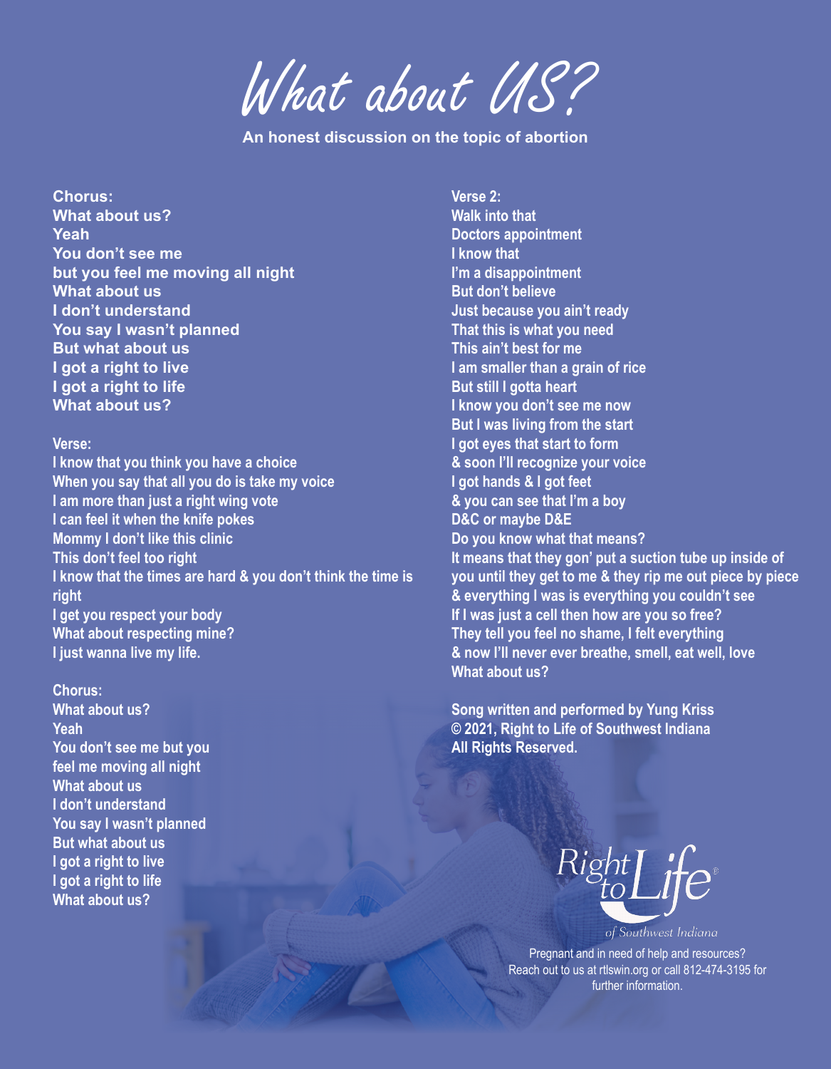# What about US?

**An honest discussion on the topic of abortion**

**Chorus:**
**What about us?**
**Yeah**
**You don't see me**
**but you feel me moving all night**
**What about us**
**I don't understand**
**You say I wasn't planned**
**But what about us**
**I got a right to live**
**I got a right to life**
**What about us?**

**Verse:**
**I know that you think you have a choice**
**When you say that all you do is take my voice**
**I am more than just a right wing vote**
**I can feel it when the knife pokes**
**Mommy I don't like this clinic**
**This don't feel too right**
**I know that the times are hard & you don't think the time is right**
**I get you respect your body**
**What about respecting mine?**
**I just wanna live my life.**

**Chorus:**
**What about us?**
**Yeah**
**You don't see me but you feel me moving all night**
**What about us**
**I don't understand**
**You say I wasn't planned**
**But what about us**
**I got a right to live**
**I got a right to life**
**What about us?**

**Verse 2:**
**Walk into that**
**Doctors appointment**
**I know that**
**I'm a disappointment**
**But don't believe**
**Just because you ain't ready**
**That this is what you need**
**This ain't best for me**
**I am smaller than a grain of rice**
**But still I gotta heart**
**I know you don't see me now**
**But I was living from the start**
**I got eyes that start to form**
**& soon I'll recognize your voice**
**I got hands & I got feet**
**& you can see that I'm a boy**
**D&C or maybe D&E**
**Do you know what that means?**
**It means that they gon' put a suction tube up inside of you until they get to me & they rip me out piece by piece**
**& everything I was is everything you couldn't see**
**If I was just a cell then how are you so free?**
**They tell you feel no shame, I felt everything**
**& now I'll never ever breathe, smell, eat well, love**
**What about us?**

**Song written and performed by Yung Kriss**
**© 2021, Right to Life of Southwest Indiana**
**All Rights Reserved.**

Right to Life of Southwest Indiana

Pregnant and in need of help and resources? Reach out to us at rtlswin.org or call 812-474-3195 for further information.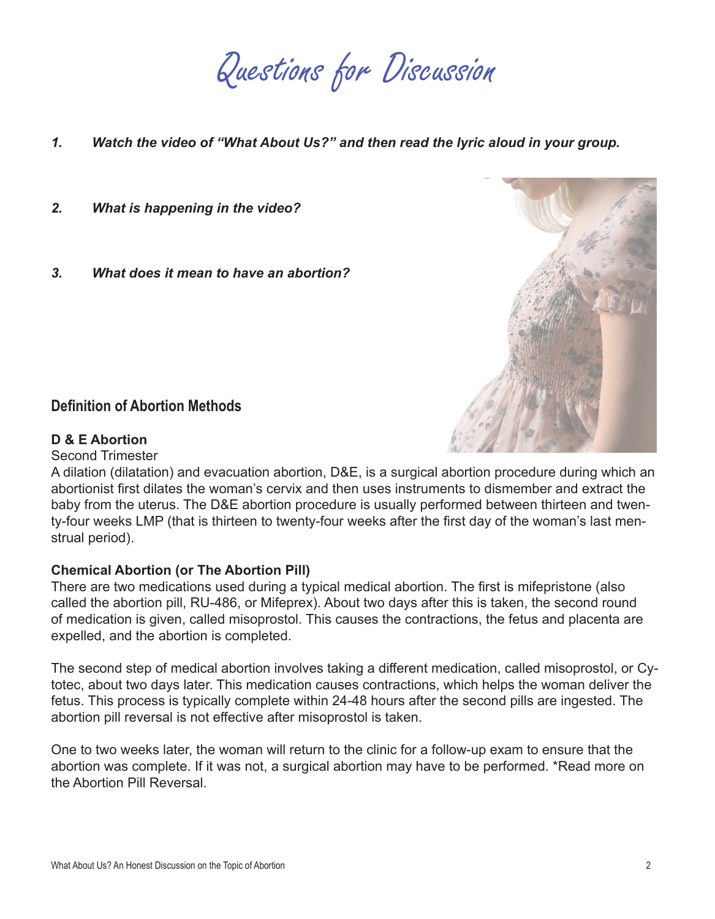# Questions for Discussion

*1. **Watch the video of "What About Us?" and then read the lyric aloud in your group.***

*2. **What is happening in the video?***

*3. **What does it mean to have an abortion?***

## Definition of Abortion Methods

**D & E Abortion**

Second Trimester

A dilation (dilatation) and evacuation abortion, D&E, is a surgical abortion procedure during which an abortionist first dilates the woman's cervix and then uses instruments to dismember and extract the baby from the uterus. The D&E abortion procedure is usually performed between thirteen and twenty-four weeks LMP (that is thirteen to twenty-four weeks after the first day of the woman's last menstrual period).

**Chemical Abortion (or The Abortion Pill)**

There are two medications used during a typical medical abortion. The first is mifepristone (also called the abortion pill, RU-486, or Mifeprex). About two days after this is taken, the second round of medication is given, called misoprostol. This causes the contractions, the fetus and placenta are expelled, and the abortion is completed.

The second step of medical abortion involves taking a different medication, called misoprostol, or Cytotec, about two days later. This medication causes contractions, which helps the woman deliver the fetus. This process is typically complete within 24-48 hours after the second pills are ingested. The abortion pill reversal is not effective after misoprostol is taken.

One to two weeks later, the woman will return to the clinic for a follow-up exam to ensure that the abortion was complete. If it was not, a surgical abortion may have to be performed. *Read more on the Abortion Pill Reversal.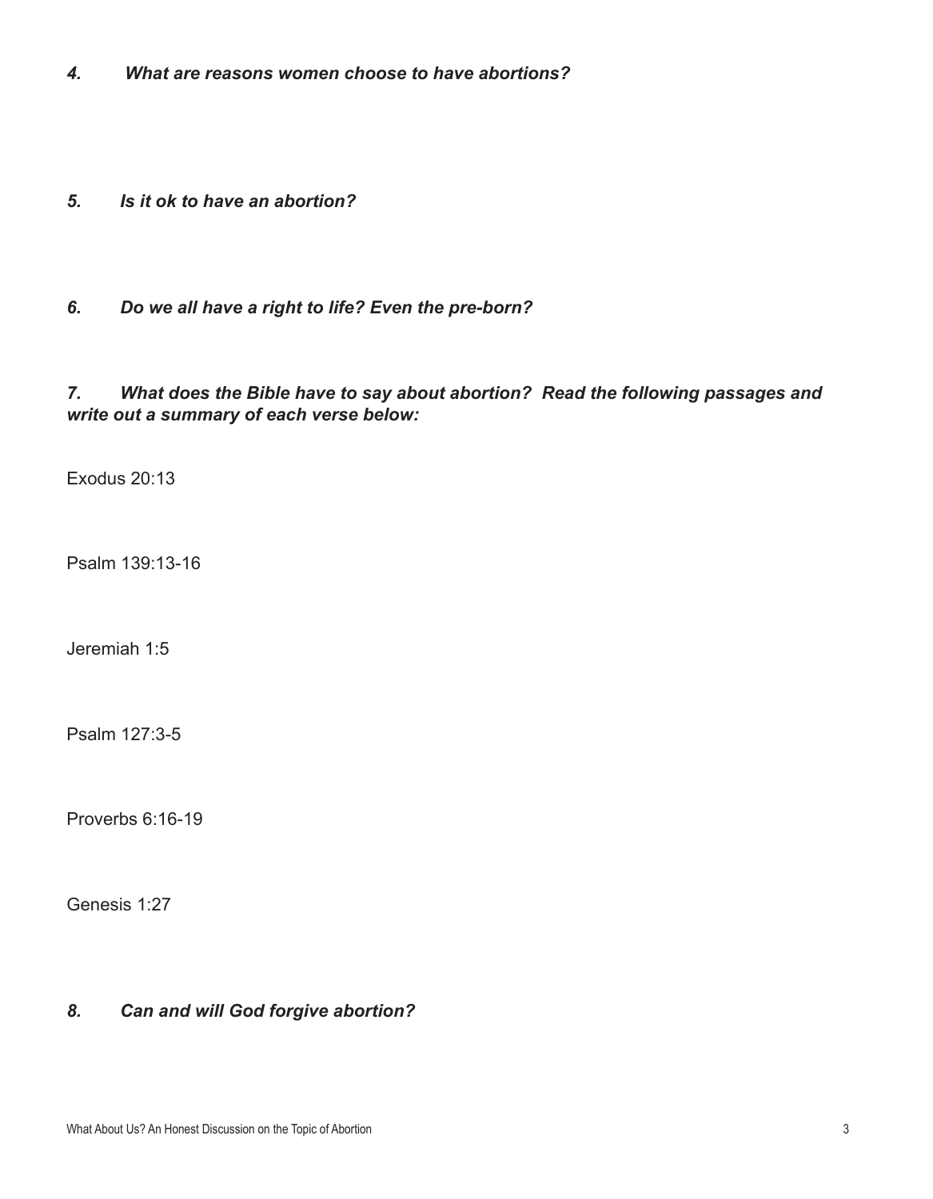*4. What are reasons women choose to have abortions?*

*5. Is it ok to have an abortion?*

*6. Do we all have a right to life? Even the pre-born?*

***7. What does the Bible have to say about abortion? Read the following passages and write out a summary of each verse below:***

Exodus 20:13

Psalm 139:13-16

Jeremiah 1:5

Psalm 127:3-5

Proverbs 6:16-19

Genesis 1:27

***8. Can and will God forgive abortion?***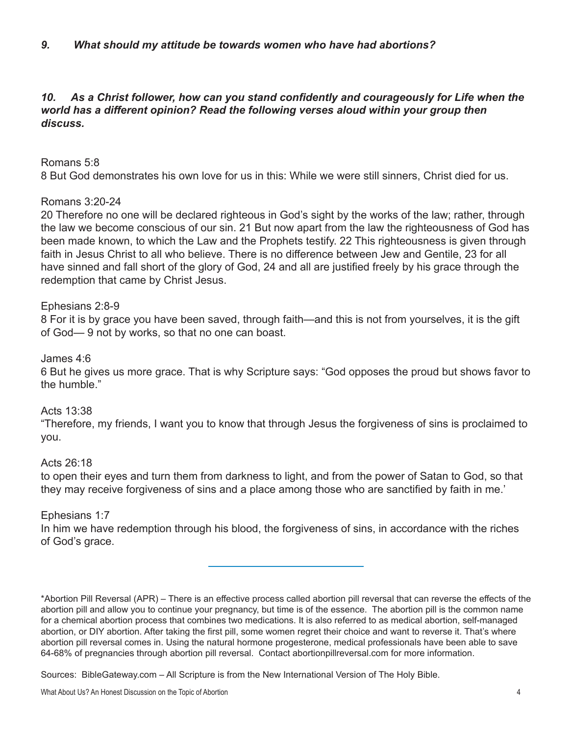***9. What should my attitude be towards women who have had abortions?***

***10. As a Christ follower, how can you stand confidently and courageously for Life when the world has a different opinion? Read the following verses aloud within your group then discuss.***

Romans 5:8
8 But God demonstrates his own love for us in this: While we were still sinners, Christ died for us.

Romans 3:20-24
20 Therefore no one will be declared righteous in God's sight by the works of the law; rather, through the law we become conscious of our sin. 21 But now apart from the law the righteousness of God has been made known, to which the Law and the Prophets testify. 22 This righteousness is given through faith in Jesus Christ to all who believe. There is no difference between Jew and Gentile, 23 for all have sinned and fall short of the glory of God, 24 and all are justified freely by his grace through the redemption that came by Christ Jesus.

Ephesians 2:8-9
8 For it is by grace you have been saved, through faith—and this is not from yourselves, it is the gift of God— 9 not by works, so that no one can boast.

James 4:6
6 But he gives us more grace. That is why Scripture says: "God opposes the proud but shows favor to the humble."

Acts 13:38
"Therefore, my friends, I want you to know that through Jesus the forgiveness of sins is proclaimed to you.

Acts 26:18
to open their eyes and turn them from darkness to light, and from the power of Satan to God, so that they may receive forgiveness of sins and a place among those who are sanctified by faith in me.'

Ephesians 1:7
In him we have redemption through his blood, the forgiveness of sins, in accordance with the riches of God's grace.

---

*Abortion Pill Reversal (APR) – There is an effective process called abortion pill reversal that can reverse the effects of the abortion pill and allow you to continue your pregnancy, but time is of the essence. The abortion pill is the common name for a chemical abortion process that combines two medications. It is also referred to as medical abortion, self-managed abortion, or DIY abortion. After taking the first pill, some women regret their choice and want to reverse it. That's where abortion pill reversal comes in. Using the natural hormone progesterone, medical professionals have been able to save 64-68% of pregnancies through abortion pill reversal. Contact abortionpillreversal.com for more information.

Sources: BibleGateway.com – All Scripture is from the New International Version of The Holy Bible.